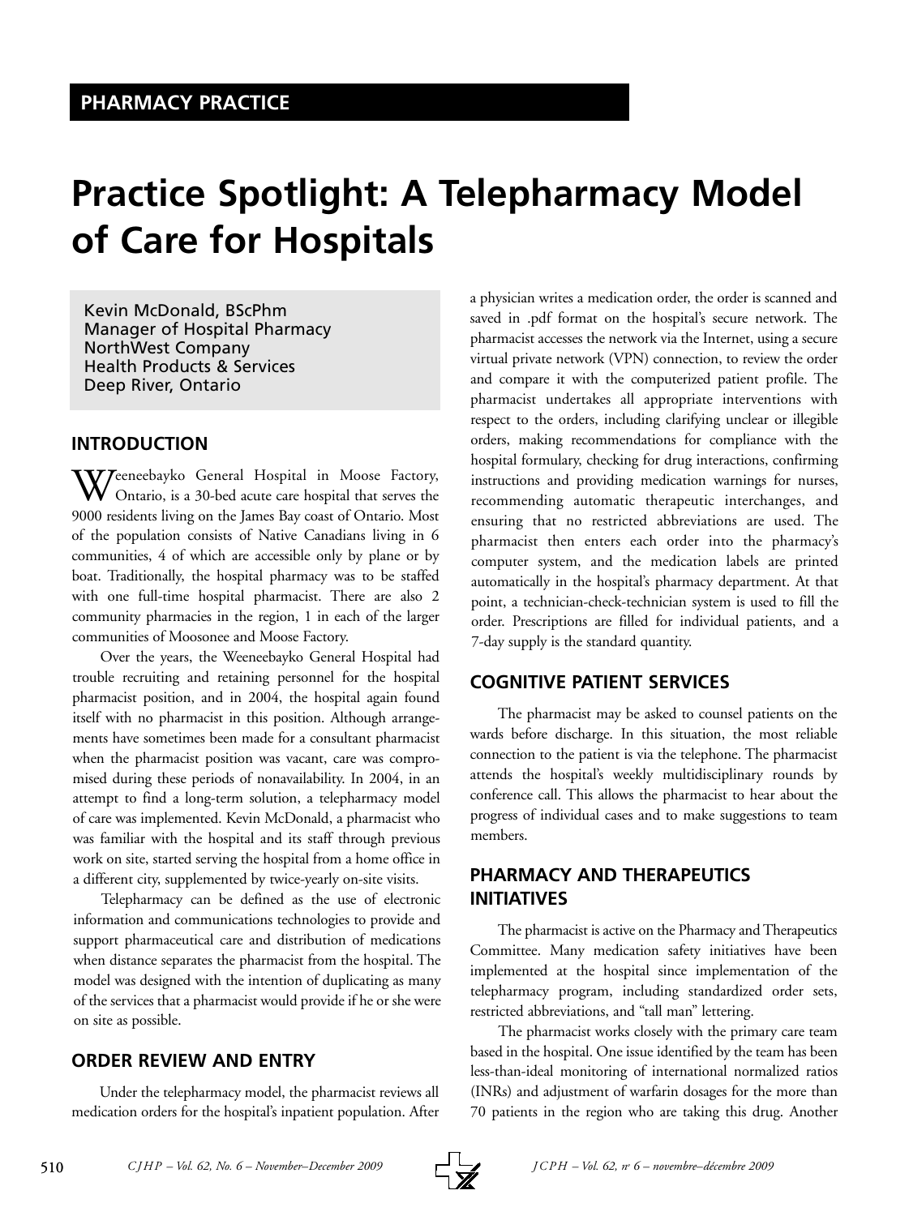PHARMACY PRACTICE

# Practice Spotlight: A Telepharmacy Model of Care for Hospitals

Kevin McDonald, BScPhm
Manager of Hospital Pharmacy
NorthWest Company
Health Products & Services
Deep River, Ontario

## INTRODUCTION

Weeneebayko General Hospital in Moose Factory, Ontario, is a 30-bed acute care hospital that serves the 9000 residents living on the James Bay coast of Ontario. Most of the population consists of Native Canadians living in 6 communities, 4 of which are accessible only by plane or by boat. Traditionally, the hospital pharmacy was to be staffed with one full-time hospital pharmacist. There are also 2 community pharmacies in the region, 1 in each of the larger communities of Moosonee and Moose Factory.

Over the years, the Weeneebayko General Hospital had trouble recruiting and retaining personnel for the hospital pharmacist position, and in 2004, the hospital again found itself with no pharmacist in this position. Although arrangements have sometimes been made for a consultant pharmacist when the pharmacist position was vacant, care was compromised during these periods of nonavailability. In 2004, in an attempt to find a long-term solution, a telepharmacy model of care was implemented. Kevin McDonald, a pharmacist who was familiar with the hospital and its staff through previous work on site, started serving the hospital from a home office in a different city, supplemented by twice-yearly on-site visits.

Telepharmacy can be defined as the use of electronic information and communications technologies to provide and support pharmaceutical care and distribution of medications when distance separates the pharmacist from the hospital. The model was designed with the intention of duplicating as many of the services that a pharmacist would provide if he or she were on site as possible.

## ORDER REVIEW AND ENTRY

Under the telepharmacy model, the pharmacist reviews all medication orders for the hospital's inpatient population. After a physician writes a medication order, the order is scanned and saved in .pdf format on the hospital's secure network. The pharmacist accesses the network via the Internet, using a secure virtual private network (VPN) connection, to review the order and compare it with the computerized patient profile. The pharmacist undertakes all appropriate interventions with respect to the orders, including clarifying unclear or illegible orders, making recommendations for compliance with the hospital formulary, checking for drug interactions, confirming instructions and providing medication warnings for nurses, recommending automatic therapeutic interchanges, and ensuring that no restricted abbreviations are used. The pharmacist then enters each order into the pharmacy's computer system, and the medication labels are printed automatically in the hospital's pharmacy department. At that point, a technician-check-technician system is used to fill the order. Prescriptions are filled for individual patients, and a 7-day supply is the standard quantity.

## COGNITIVE PATIENT SERVICES

The pharmacist may be asked to counsel patients on the wards before discharge. In this situation, the most reliable connection to the patient is via the telephone. The pharmacist attends the hospital's weekly multidisciplinary rounds by conference call. This allows the pharmacist to hear about the progress of individual cases and to make suggestions to team members.

## PHARMACY AND THERAPEUTICS INITIATIVES

The pharmacist is active on the Pharmacy and Therapeutics Committee. Many medication safety initiatives have been implemented at the hospital since implementation of the telepharmacy program, including standardized order sets, restricted abbreviations, and "tall man" lettering.

The pharmacist works closely with the primary care team based in the hospital. One issue identified by the team has been less-than-ideal monitoring of international normalized ratios (INRs) and adjustment of warfarin dosages for the more than 70 patients in the region who are taking this drug. Another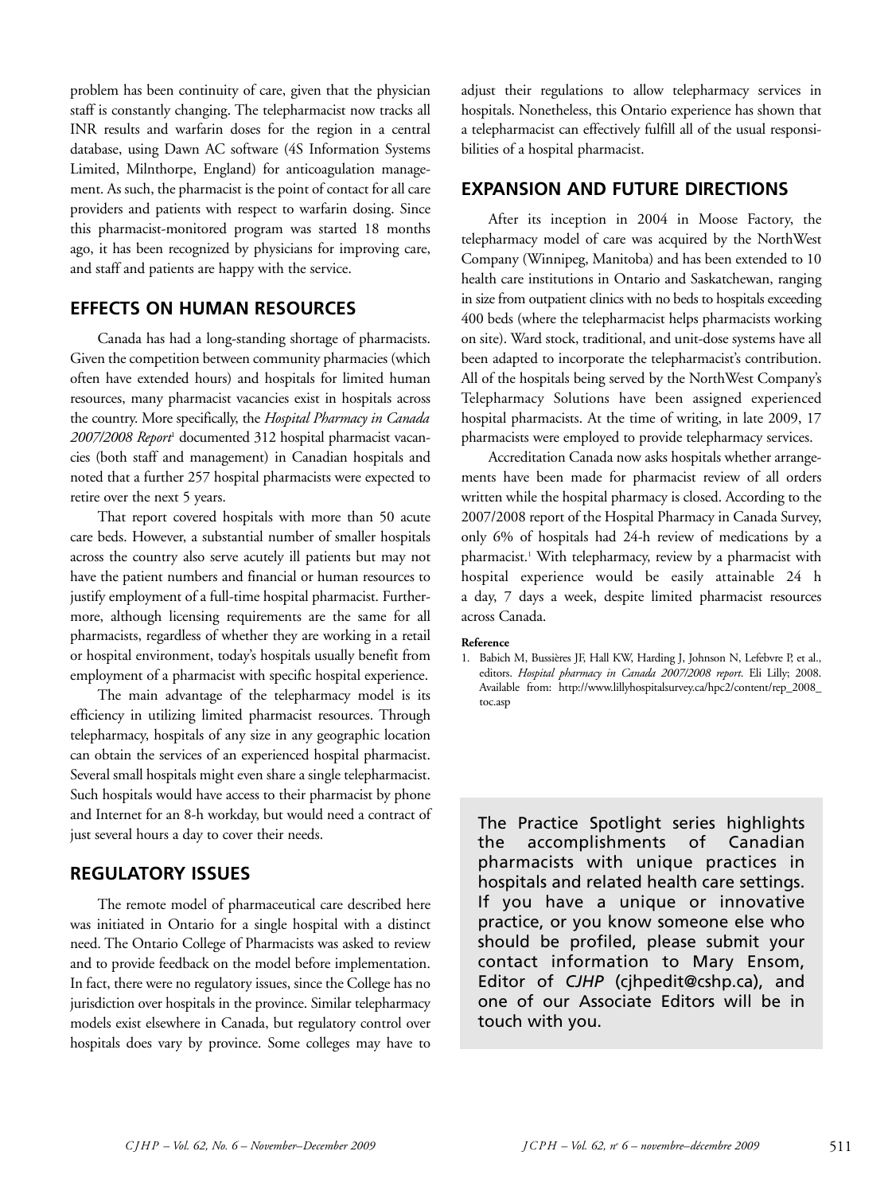problem has been continuity of care, given that the physician staff is constantly changing. The telepharmacist now tracks all INR results and warfarin doses for the region in a central database, using Dawn AC software (4S Information Systems Limited, Milnthorpe, England) for anticoagulation management. As such, the pharmacist is the point of contact for all care providers and patients with respect to warfarin dosing. Since this pharmacist-monitored program was started 18 months ago, it has been recognized by physicians for improving care, and staff and patients are happy with the service.

## EFFECTS ON HUMAN RESOURCES

Canada has had a long-standing shortage of pharmacists. Given the competition between community pharmacies (which often have extended hours) and hospitals for limited human resources, many pharmacist vacancies exist in hospitals across the country. More specifically, the *Hospital Pharmacy in Canada 2007/2008 Report*[1] documented 312 hospital pharmacist vacancies (both staff and management) in Canadian hospitals and noted that a further 257 hospital pharmacists were expected to retire over the next 5 years.

That report covered hospitals with more than 50 acute care beds. However, a substantial number of smaller hospitals across the country also serve acutely ill patients but may not have the patient numbers and financial or human resources to justify employment of a full-time hospital pharmacist. Furthermore, although licensing requirements are the same for all pharmacists, regardless of whether they are working in a retail or hospital environment, today's hospitals usually benefit from employment of a pharmacist with specific hospital experience.

The main advantage of the telepharmacy model is its efficiency in utilizing limited pharmacist resources. Through telepharmacy, hospitals of any size in any geographic location can obtain the services of an experienced hospital pharmacist. Several small hospitals might even share a single telepharmacist. Such hospitals would have access to their pharmacist by phone and Internet for an 8-h workday, but would need a contract of just several hours a day to cover their needs.

## REGULATORY ISSUES

The remote model of pharmaceutical care described here was initiated in Ontario for a single hospital with a distinct need. The Ontario College of Pharmacists was asked to review and to provide feedback on the model before implementation. In fact, there were no regulatory issues, since the College has no jurisdiction over hospitals in the province. Similar telepharmacy models exist elsewhere in Canada, but regulatory control over hospitals does vary by province. Some colleges may have to adjust their regulations to allow telepharmacy services in hospitals. Nonetheless, this Ontario experience has shown that a telepharmacist can effectively fulfill all of the usual responsibilities of a hospital pharmacist.

## EXPANSION AND FUTURE DIRECTIONS

After its inception in 2004 in Moose Factory, the telepharmacy model of care was acquired by the NorthWest Company (Winnipeg, Manitoba) and has been extended to 10 health care institutions in Ontario and Saskatchewan, ranging in size from outpatient clinics with no beds to hospitals exceeding 400 beds (where the telepharmacist helps pharmacists working on site). Ward stock, traditional, and unit-dose systems have all been adapted to incorporate the telepharmacist's contribution. All of the hospitals being served by the NorthWest Company's Telepharmacy Solutions have been assigned experienced hospital pharmacists. At the time of writing, in late 2009, 17 pharmacists were employed to provide telepharmacy services.

Accreditation Canada now asks hospitals whether arrangements have been made for pharmacist review of all orders written while the hospital pharmacy is closed. According to the 2007/2008 report of the Hospital Pharmacy in Canada Survey, only 6% of hospitals had 24-h review of medications by a pharmacist.[1] With telepharmacy, review by a pharmacist with hospital experience would be easily attainable 24 h a day, 7 days a week, despite limited pharmacist resources across Canada.

**Reference**

1. Babich M, Bussières JF, Hall KW, Harding J, Johnson N, Lefebvre P, et al., editors. *Hospital pharmacy in Canada 2007/2008 report*. Eli Lilly; 2008. Available from: http://www.lillyhospitalsurvey.ca/hpc2/content/rep_2008_toc.asp

The Practice Spotlight series highlights the accomplishments of Canadian pharmacists with unique practices in hospitals and related health care settings. If you have a unique or innovative practice, or you know someone else who should be profiled, please submit your contact information to Mary Ensom, Editor of *CJHP* (cjhpedit@cshp.ca), and one of our Associate Editors will be in touch with you.